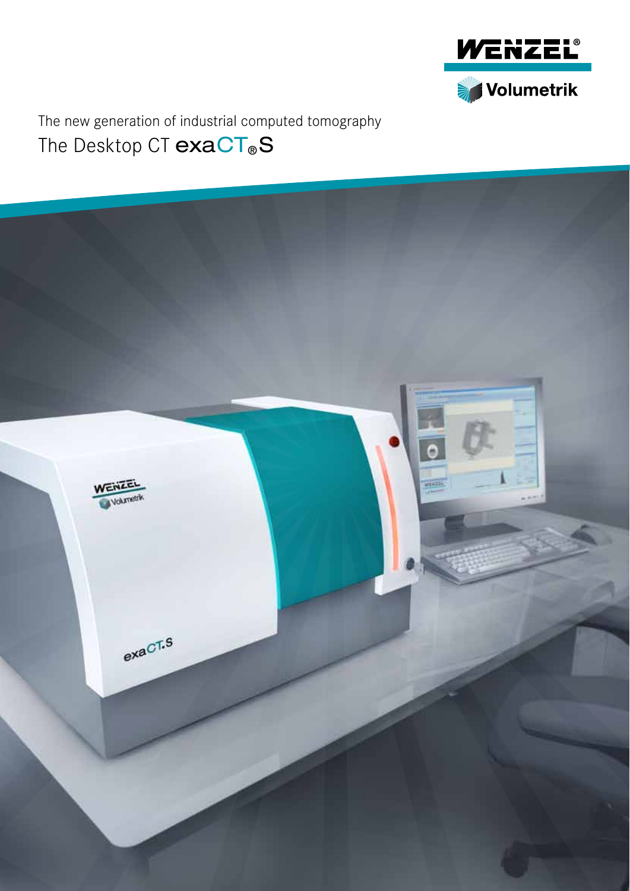WENZEL®

Volumetrik

The new generation of industrial computed tomography

# The Desktop CT exaCT®S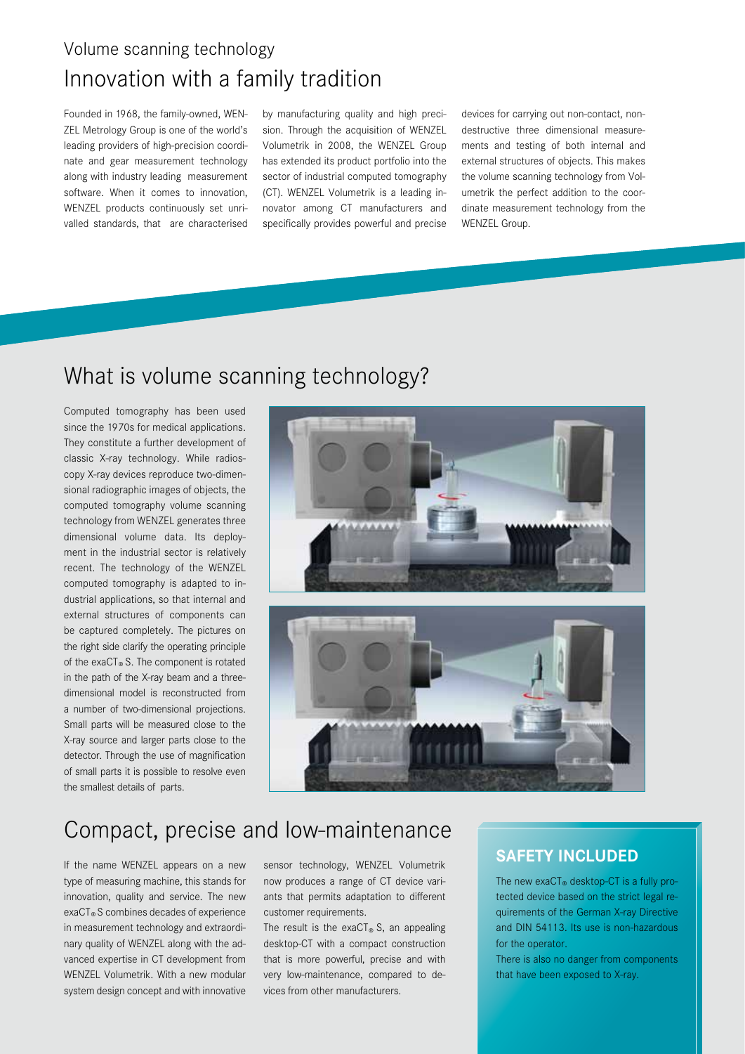Volume scanning technology

# Innovation with a family tradition

Founded in 1968, the family-owned, WENZEL Metrology Group is one of the world's leading providers of high-precision coordinate and gear measurement technology along with industry leading measurement software. When it comes to innovation, WENZEL products continuously set unrivalled standards, that are characterised by manufacturing quality and high precision. Through the acquisition of WENZEL Volumetrik in 2008, the WENZEL Group has extended its product portfolio into the sector of industrial computed tomography (CT). WENZEL Volumetrik is a leading innovator among CT manufacturers and specifically provides powerful and precise devices for carrying out non-contact, non-destructive three dimensional measurements and testing of both internal and external structures of objects. This makes the volume scanning technology from Volumetrik the perfect addition to the coordinate measurement technology from the WENZEL Group.

## What is volume scanning technology?

Computed tomography has been used since the 1970s for medical applications. They constitute a further development of classic X-ray technology. While radioscopy X-ray devices reproduce two-dimensional radiographic images of objects, the computed tomography volume scanning technology from WENZEL generates three dimensional volume data. Its deployment in the industrial sector is relatively recent. The technology of the WENZEL computed tomography is adapted to industrial applications, so that internal and external structures of components can be captured completely. The pictures on the right side clarify the operating principle of the exaCT® S. The component is rotated in the path of the X-ray beam and a three-dimensional model is reconstructed from a number of two-dimensional projections. Small parts will be measured close to the X-ray source and larger parts close to the detector. Through the use of magnification of small parts it is possible to resolve even the smallest details of parts.

## Compact, precise and low-maintenance

If the name WENZEL appears on a new type of measuring machine, this stands for innovation, quality and service. The new exaCT® S combines decades of experience in measurement technology and extraordinary quality of WENZEL along with the advanced expertise in CT development from WENZEL Volumetrik. With a new modular system design concept and with innovative sensor technology, WENZEL Volumetrik now produces a range of CT device variants that permits adaptation to different customer requirements.

The result is the exaCT® S, an appealing desktop-CT with a compact construction that is more powerful, precise and with very low-maintenance, compared to devices from other manufacturers.

### SAFETY INCLUDED

The new exaCT® desktop-CT is a fully protected device based on the strict legal requirements of the German X-ray Directive and DIN 54113. Its use is non-hazardous for the operator.

There is also no danger from components that have been exposed to X-ray.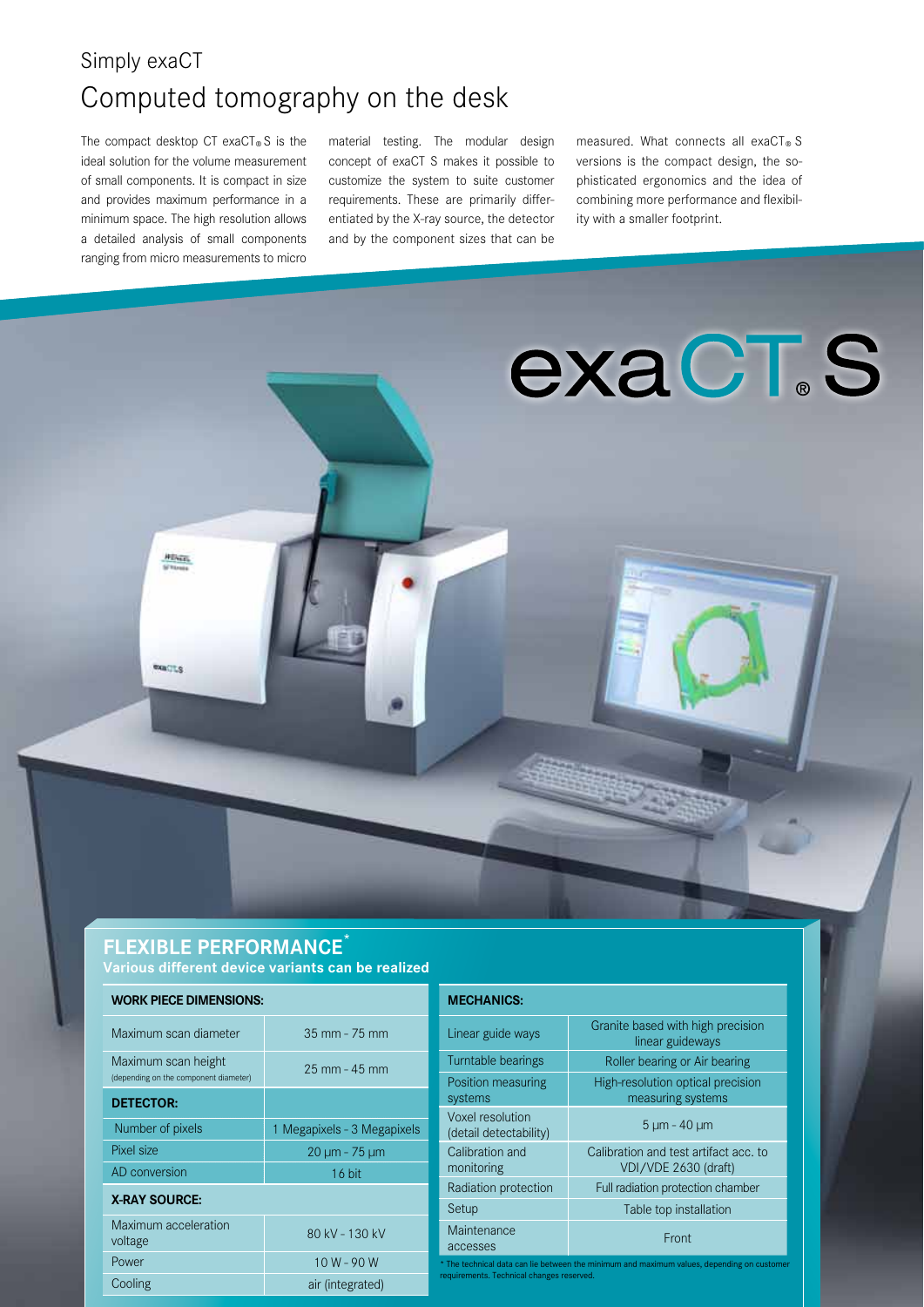Simply exaCT

# Computed tomography on the desk

The compact desktop CT exaCT® S is the ideal solution for the volume measurement of small components. It is compact in size and provides maximum performance in a minimum space. The high resolution allows a detailed analysis of small components ranging from micro measurements to micro material testing. The modular design concept of exaCT S makes it possible to customize the system to suite customer requirements. These are primarily differentiated by the X-ray source, the detector and by the component sizes that can be measured. What connects all exaCT® S versions is the compact design, the sophisticated ergonomics and the idea of combining more performance and flexibility with a smaller footprint.

exaCT® S

## FLEXIBLE PERFORMANCE*

**Various different device variants can be realized**

| WORK PIECE DIMENSIONS: | |
|---|---|
| Maximum scan diameter | 35 mm - 75 mm |
| Maximum scan height (depending on the component diameter) | 25 mm - 45 mm |
| **DETECTOR:** | |
| Number of pixels | 1 Megapixels - 3 Megapixels |
| Pixel size | 20 µm - 75 µm |
| AD conversion | 16 bit |
| **X-RAY SOURCE:** | |
| Maximum acceleration voltage | 80 kV - 130 kV |
| Power | 10 W - 90 W |
| Cooling | air (integrated) |

| MECHANICS: | |
|---|---|
| Linear guide ways | Granite based with high precision linear guideways |
| Turntable bearings | Roller bearing or Air bearing |
| Position measuring systems | High-resolution optical precision measuring systems |
| Voxel resolution (detail detectability) | 5 µm - 40 µm |
| Calibration and monitoring | Calibration and test artifact acc. to VDI/VDE 2630 (draft) |
| Radiation protection | Full radiation protection chamber |
| Setup | Table top installation |
| Maintenance accesses | Front |

* The technical data can lie between the minimum and maximum values, depending on customer requirements. Technical changes reserved.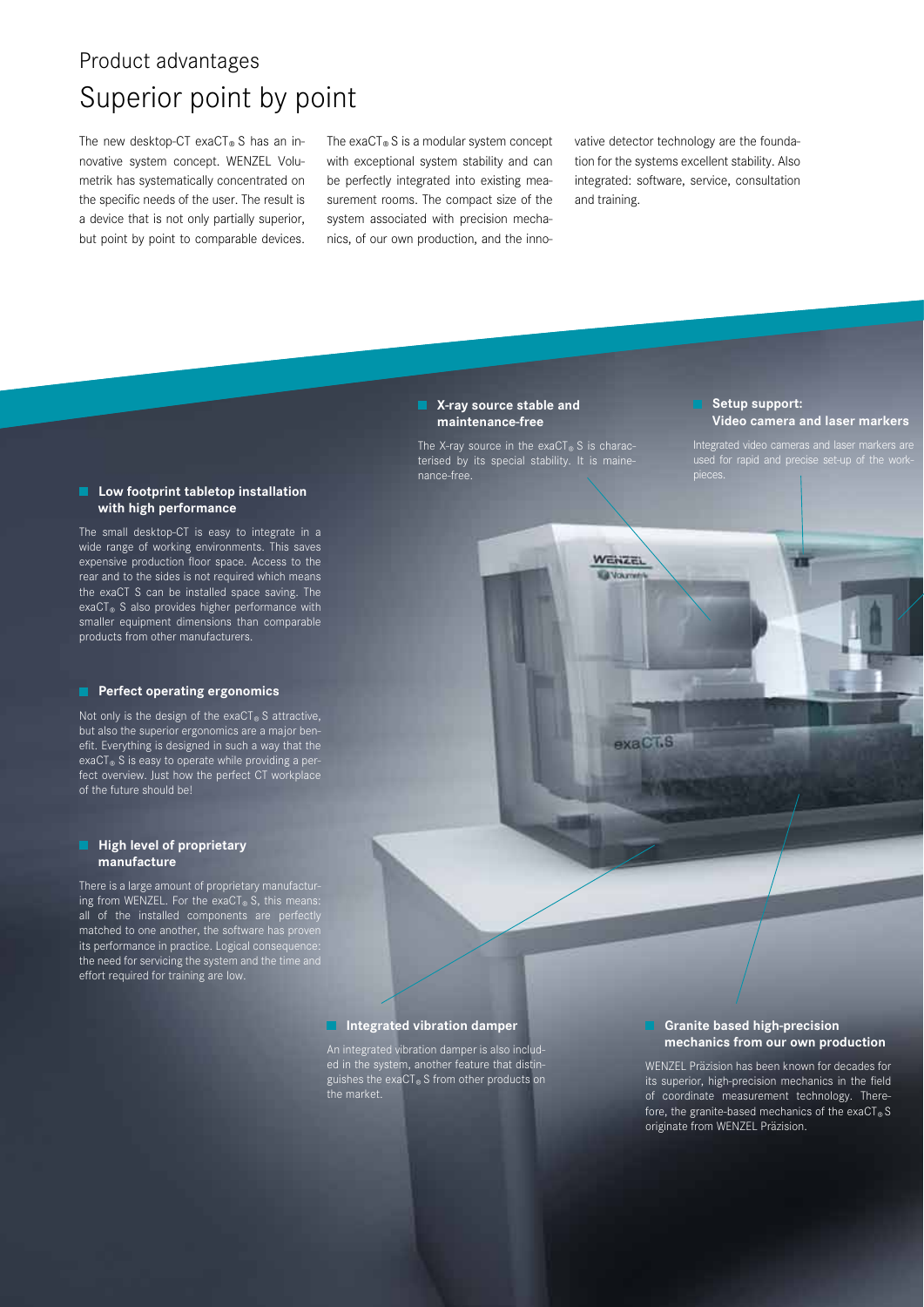## Product advantages

# Superior point by point

The new desktop-CT exaCT® S has an innovative system concept. WENZEL Volumetrik has systematically concentrated on the specific needs of the user. The result is a device that is not only partially superior, but point by point to comparable devices. The exaCT® S is a modular system concept with exceptional system stability and can be perfectly integrated into existing measurement rooms. The compact size of the system associated with precision mechanics, of our own production, and the innovative detector technology are the foundation for the systems excellent stability. Also integrated: software, service, consultation and training.

### Low footprint tabletop installation with high performance

The small desktop-CT is easy to integrate in a wide range of working environments. This saves expensive production floor space. Access to the rear and to the sides is not required which means the exaCT S can be installed space saving. The exaCT® S also provides higher performance with smaller equipment dimensions than comparable products from other manufacturers.

### Perfect operating ergonomics

Not only is the design of the exaCT® S attractive, but also the superior ergonomics are a major benefit. Everything is designed in such a way that the exaCT® S is easy to operate while providing a perfect overview. Just how the perfect CT workplace of the future should be!

### High level of proprietary manufacture

There is a large amount of proprietary manufacturing from WENZEL. For the exaCT® S, this means: all of the installed components are perfectly matched to one another, the software has proven its performance in practice. Logical consequence: the need for servicing the system and the time and effort required for training are low.

### X-ray source stable and maintenance-free

The X-ray source in the exaCT® S is characterised by its special stability. It is maintenance-free.

### Setup support: Video camera and laser markers

Integrated video cameras and laser markers are used for rapid and precise set-up of the workpieces.

### Integrated vibration damper

An integrated vibration damper is also included in the system, another feature that distinguishes the exaCT® S from other products on the market.

### Granite based high-precision mechanics from our own production

WENZEL Präzision has been known for decades for its superior, high-precision mechanics in the field of coordinate measurement technology. Therefore, the granite-based mechanics of the exaCT® S originate from WENZEL Präzision.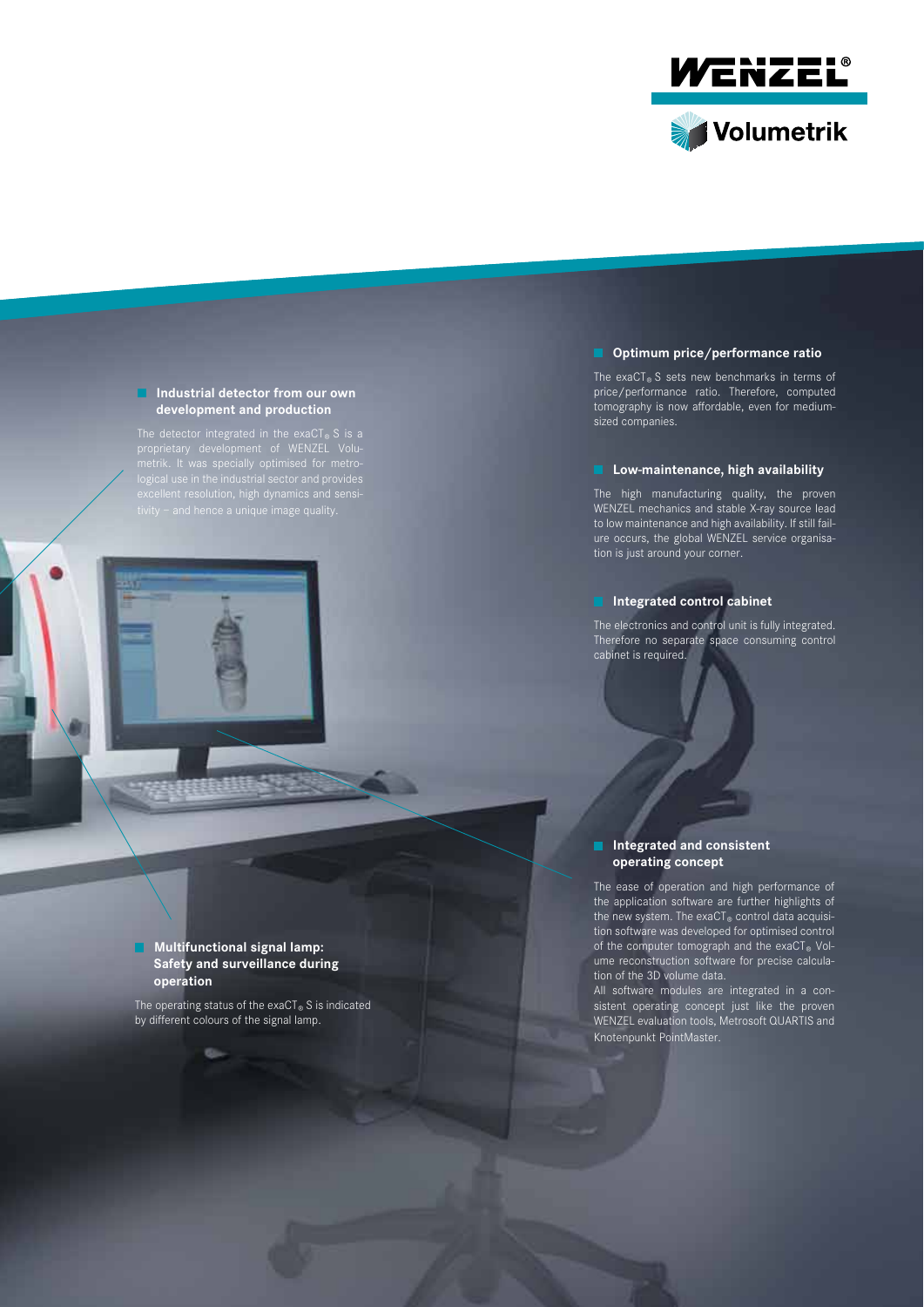## Industrial detector from our own development and production

The detector integrated in the exaCT® S is a proprietary development of WENZEL Volumetrik. It was specially optimised for metrological use in the industrial sector and provides excellent resolution, high dynamics and sensitivity – and hence a unique image quality.

## Multifunctional signal lamp: Safety and surveillance during operation

The operating status of the exaCT® S is indicated by different colours of the signal lamp.

## Optimum price/performance ratio

The exaCT® S sets new benchmarks in terms of price/performance ratio. Therefore, computed tomography is now affordable, even for medium-sized companies.

## Low-maintenance, high availability

The high manufacturing quality, the proven WENZEL mechanics and stable X-ray source lead to low maintenance and high availability. If still failure occurs, the global WENZEL service organisation is just around your corner.

## Integrated control cabinet

The electronics and control unit is fully integrated. Therefore no separate space consuming control cabinet is required.

## Integrated and consistent operating concept

The ease of operation and high performance of the application software are further highlights of the new system. The exaCT® control data acquisition software was developed for optimised control of the computer tomograph and the exaCT® Volume reconstruction software for precise calculation of the 3D volume data.

All software modules are integrated in a consistent operating concept just like the proven WENZEL evaluation tools, Metrosoft QUARTIS and Knotenpunkt PointMaster.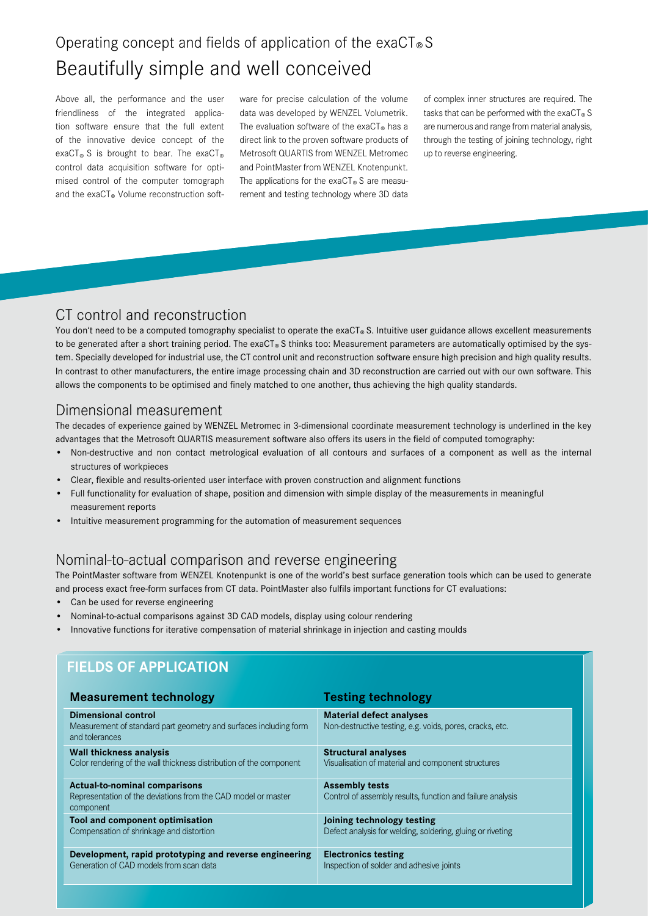Operating concept and fields of application of the exaCT® S

# Beautifully simple and well conceived

Above all, the performance and the user friendliness of the integrated application software ensure that the full extent of the innovative device concept of the exaCT® S is brought to bear. The exaCT® control data acquisition software for optimised control of the computer tomograph and the exaCT® Volume reconstruction software for precise calculation of the volume data was developed by WENZEL Volumetrik. The evaluation software of the exaCT® has a direct link to the proven software products of Metrosoft QUARTIS from WENZEL Metromec and PointMaster from WENZEL Knotenpunkt. The applications for the exaCT® S are measurement and testing technology where 3D data of complex inner structures are required. The tasks that can be performed with the exaCT® S are numerous and range from material analysis, through the testing of joining technology, right up to reverse engineering.

## CT control and reconstruction

You don't need to be a computed tomography specialist to operate the exaCT® S. Intuitive user guidance allows excellent measurements to be generated after a short training period. The exaCT® S thinks too: Measurement parameters are automatically optimised by the system. Specially developed for industrial use, the CT control unit and reconstruction software ensure high precision and high quality results. In contrast to other manufacturers, the entire image processing chain and 3D reconstruction are carried out with our own software. This allows the components to be optimised and finely matched to one another, thus achieving the high quality standards.

## Dimensional measurement

The decades of experience gained by WENZEL Metromec in 3-dimensional coordinate measurement technology is underlined in the key advantages that the Metrosoft QUARTIS measurement software also offers its users in the field of computed tomography:

- Non-destructive and non contact metrological evaluation of all contours and surfaces of a component as well as the internal structures of workpieces
- Clear, flexible and results-oriented user interface with proven construction and alignment functions
- Full functionality for evaluation of shape, position and dimension with simple display of the measurements in meaningful measurement reports
- Intuitive measurement programming for the automation of measurement sequences

## Nominal-to-actual comparison and reverse engineering

The PointMaster software from WENZEL Knotenpunkt is one of the world's best surface generation tools which can be used to generate and process exact free-form surfaces from CT data. PointMaster also fulfils important functions for CT evaluations:

- Can be used for reverse engineering
- Nominal-to-actual comparisons against 3D CAD models, display using colour rendering
- Innovative functions for iterative compensation of material shrinkage in injection and casting moulds

## FIELDS OF APPLICATION

| Measurement technology | Testing technology |
|---|---|
| **Dimensional control**<br>Measurement of standard part geometry and surfaces including form and tolerances | **Material defect analyses**<br>Non-destructive testing, e.g. voids, pores, cracks, etc. |
| **Wall thickness analysis**<br>Color rendering of the wall thickness distribution of the component | **Structural analyses**<br>Visualisation of material and component structures |
| **Actual-to-nominal comparisons**<br>Representation of the deviations from the CAD model or master component | **Assembly tests**<br>Control of assembly results, function and failure analysis |
| **Tool and component optimisation**<br>Compensation of shrinkage and distortion | **Joining technology testing**<br>Defect analysis for welding, soldering, gluing or riveting |
| **Development, rapid prototyping and reverse engineering**<br>Generation of CAD models from scan data | **Electronics testing**<br>Inspection of solder and adhesive joints |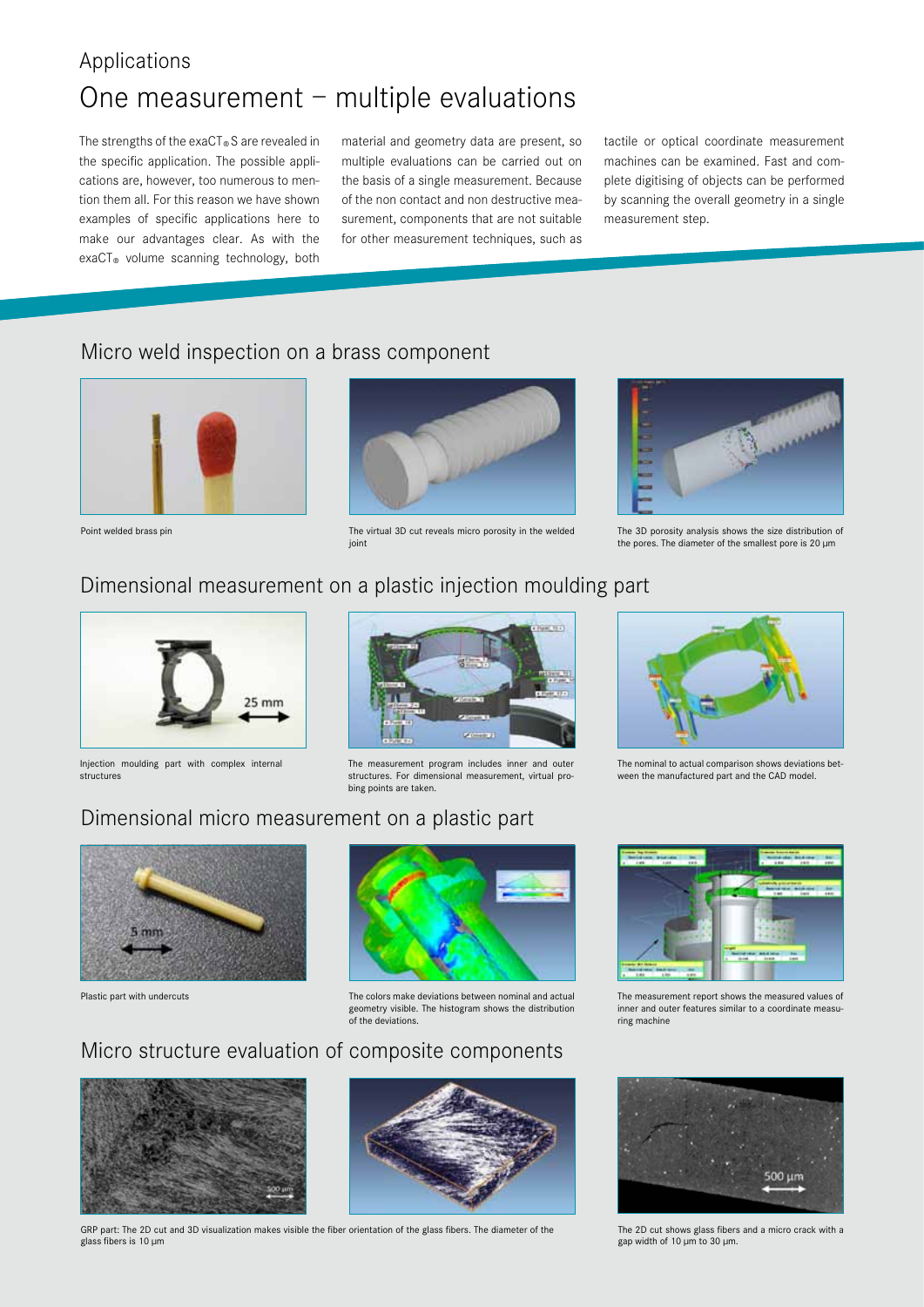Applications

# One measurement – multiple evaluations

The strengths of the exaCT® S are revealed in the specific application. The possible applications are, however, too numerous to mention them all. For this reason we have shown examples of specific applications here to make our advantages clear. As with the exaCT® volume scanning technology, both material and geometry data are present, so multiple evaluations can be carried out on the basis of a single measurement. Because of the non contact and non destructive measurement, components that are not suitable for other measurement techniques, such as tactile or optical coordinate measurement machines can be examined. Fast and complete digitising of objects can be performed by scanning the overall geometry in a single measurement step.

## Micro weld inspection on a brass component

Point welded brass pin

The virtual 3D cut reveals micro porosity in the welded joint

The 3D porosity analysis shows the size distribution of the pores. The diameter of the smallest pore is 20 µm

## Dimensional measurement on a plastic injection moulding part

Injection moulding part with complex internal structures

The measurement program includes inner and outer structures. For dimensional measurement, virtual probing points are taken.

The nominal to actual comparison shows deviations between the manufactured part and the CAD model.

## Dimensional micro measurement on a plastic part

Plastic part with undercuts

The colors make deviations between nominal and actual geometry visible. The histogram shows the distribution of the deviations.

The measurement report shows the measured values of inner and outer features similar to a coordinate measuring machine

## Micro structure evaluation of composite components

GRP part: The 2D cut and 3D visualization makes visible the fiber orientation of the glass fibers. The diameter of the glass fibers is 10 µm

The 2D cut shows glass fibers and a micro crack with a gap width of 10 µm to 30 µm.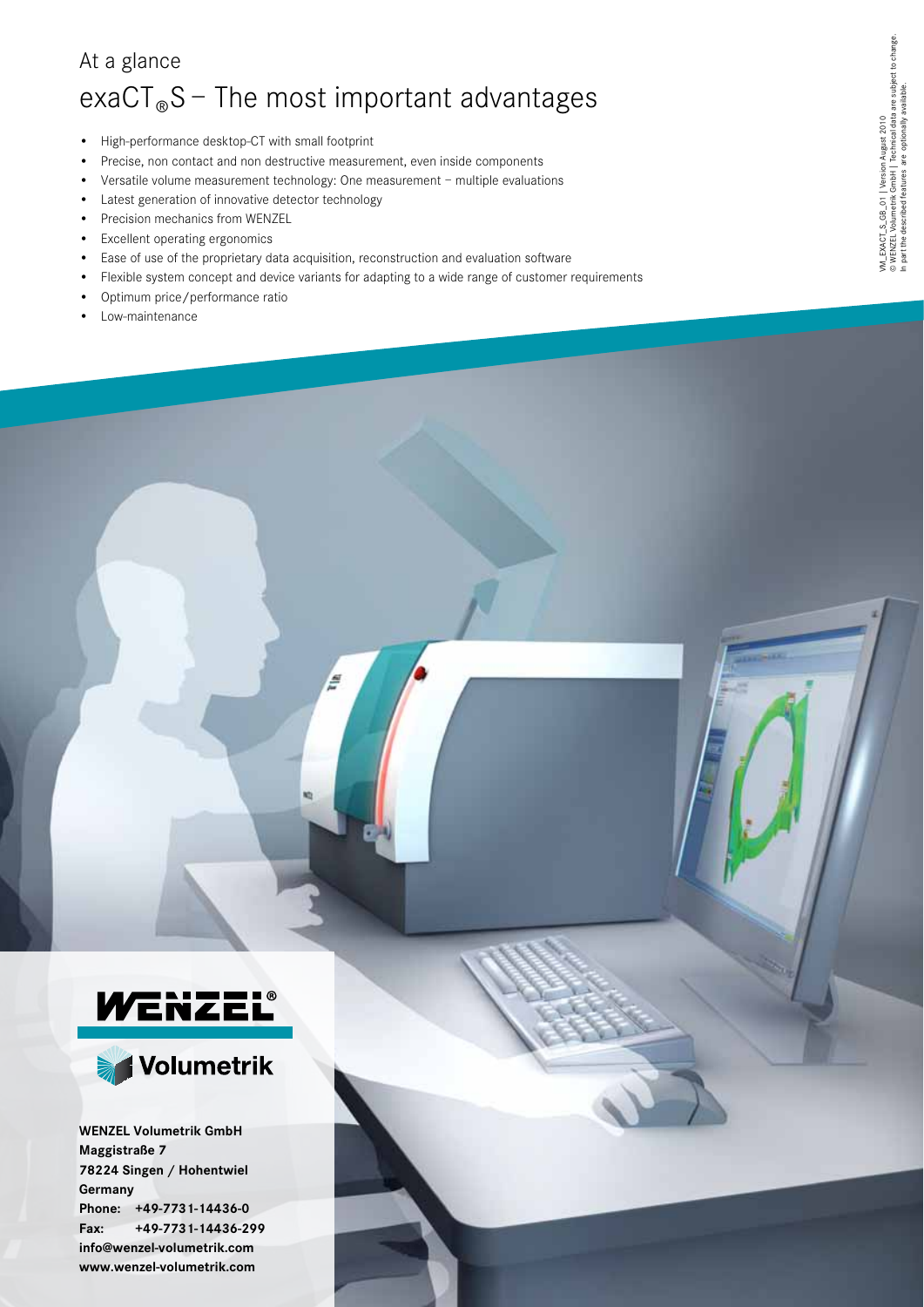At a glance

# exaCT®S – The most important advantages

- High-performance desktop-CT with small footprint
- Precise, non contact and non destructive measurement, even inside components
- Versatile volume measurement technology: One measurement – multiple evaluations
- Latest generation of innovative detector technology
- Precision mechanics from WENZEL
- Excellent operating ergonomics
- Ease of use of the proprietary data acquisition, reconstruction and evaluation software
- Flexible system concept and device variants for adapting to a wide range of customer requirements
- Optimum price/performance ratio
- Low-maintenance

VM_EXACT_S_GB_01 | Version August 2010
© WENZEL Volumetrik GmbH | Technical data are subject to change.
In part the described features are optionally available.

WENZEL®

Volumetrik

**WENZEL Volumetrik GmbH**
**Maggistraße 7**
**78224 Singen / Hohentwiel**
**Germany**
**Phone: +49-7731-14436-0**
**Fax: +49-7731-14436-299**
**info@wenzel-volumetrik.com**
**www.wenzel-volumetrik.com**